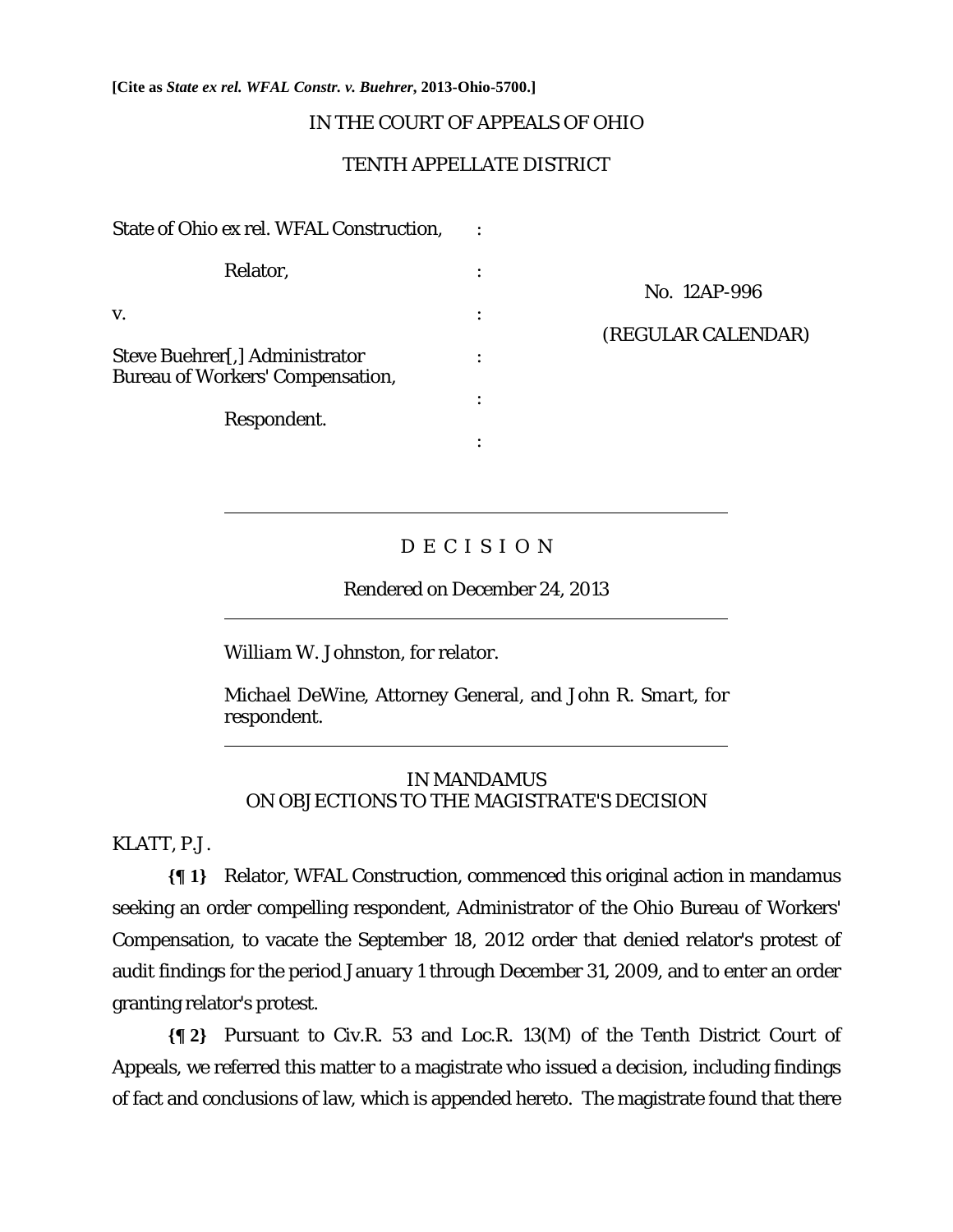**[Cite as *State ex rel. WFAL Constr. v. Buehrer*, 2013-Ohio-5700.]**

IN THE COURT OF APPEALS OF OHIO

TENTH APPELLATE DISTRICT

| | | |
|---|---|---|
| State of Ohio ex rel. WFAL Construction, | : | |
| Relator, | : | No. 12AP-996 |
| v. | : | (REGULAR CALENDAR) |
| Steve Buehrer[,] Administrator Bureau of Workers' Compensation, | : | |
| Respondent. | : | |

---

D E C I S I O N

Rendered on December 24, 2013

---

*William W. Johnston*, for relator.

*Michael DeWine*, Attorney General, and *John R. Smart*, for respondent.

---

IN MANDAMUS
ON OBJECTIONS TO THE MAGISTRATE'S DECISION

KLATT, P.J.

**{¶ 1}** Relator, WFAL Construction, commenced this original action in mandamus seeking an order compelling respondent, Administrator of the Ohio Bureau of Workers' Compensation, to vacate the September 18, 2012 order that denied relator's protest of audit findings for the period January 1 through December 31, 2009, and to enter an order granting relator's protest.

**{¶ 2}** Pursuant to Civ.R. 53 and Loc.R. 13(M) of the Tenth District Court of Appeals, we referred this matter to a magistrate who issued a decision, including findings of fact and conclusions of law, which is appended hereto. The magistrate found that there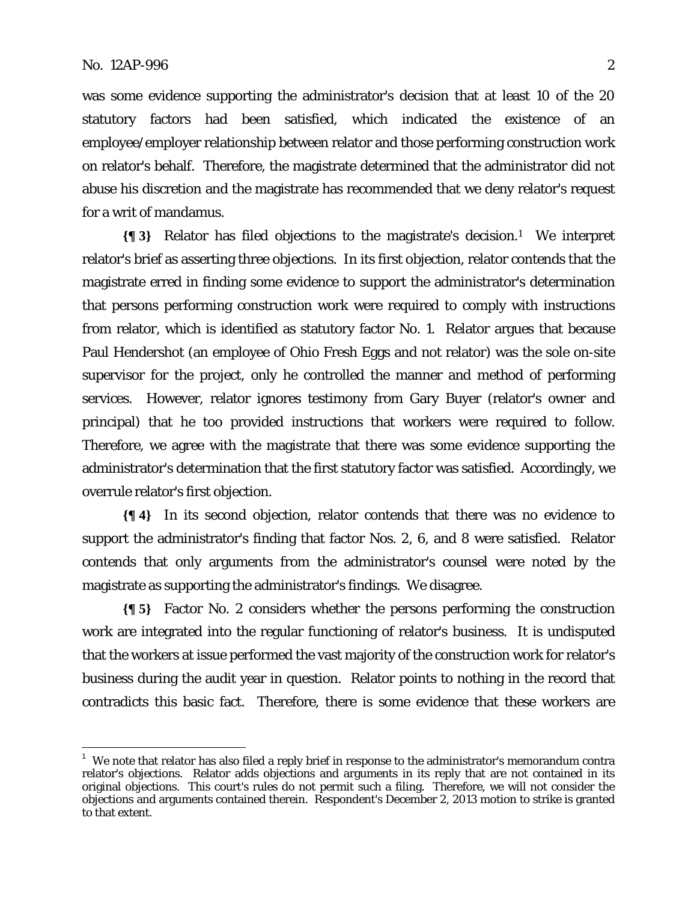was some evidence supporting the administrator's decision that at least 10 of the 20 statutory factors had been satisfied, which indicated the existence of an employee/employer relationship between relator and those performing construction work on relator's behalf. Therefore, the magistrate determined that the administrator did not abuse his discretion and the magistrate has recommended that we deny relator's request for a writ of mandamus.

**{¶ 3}** Relator has filed objections to the magistrate's decision.[1] We interpret relator's brief as asserting three objections. In its first objection, relator contends that the magistrate erred in finding some evidence to support the administrator's determination that persons performing construction work were required to comply with instructions from relator, which is identified as statutory factor No. 1. Relator argues that because Paul Hendershot (an employee of Ohio Fresh Eggs and not relator) was the sole on-site supervisor for the project, only he controlled the manner and method of performing services. However, relator ignores testimony from Gary Buyer (relator's owner and principal) that he too provided instructions that workers were required to follow. Therefore, we agree with the magistrate that there was some evidence supporting the administrator's determination that the first statutory factor was satisfied. Accordingly, we overrule relator's first objection.

**{¶ 4}** In its second objection, relator contends that there was no evidence to support the administrator's finding that factor Nos. 2, 6, and 8 were satisfied. Relator contends that only arguments from the administrator's counsel were noted by the magistrate as supporting the administrator's findings. We disagree.

**{¶ 5}** Factor No. 2 considers whether the persons performing the construction work are integrated into the regular functioning of relator's business. It is undisputed that the workers at issue performed the vast majority of the construction work for relator's business during the audit year in question. Relator points to nothing in the record that contradicts this basic fact. Therefore, there is some evidence that these workers are

---

[1] We note that relator has also filed a reply brief in response to the administrator's memorandum contra relator's objections. Relator adds objections and arguments in its reply that are not contained in its original objections. This court's rules do not permit such a filing. Therefore, we will not consider the objections and arguments contained therein. Respondent's December 2, 2013 motion to strike is granted to that extent.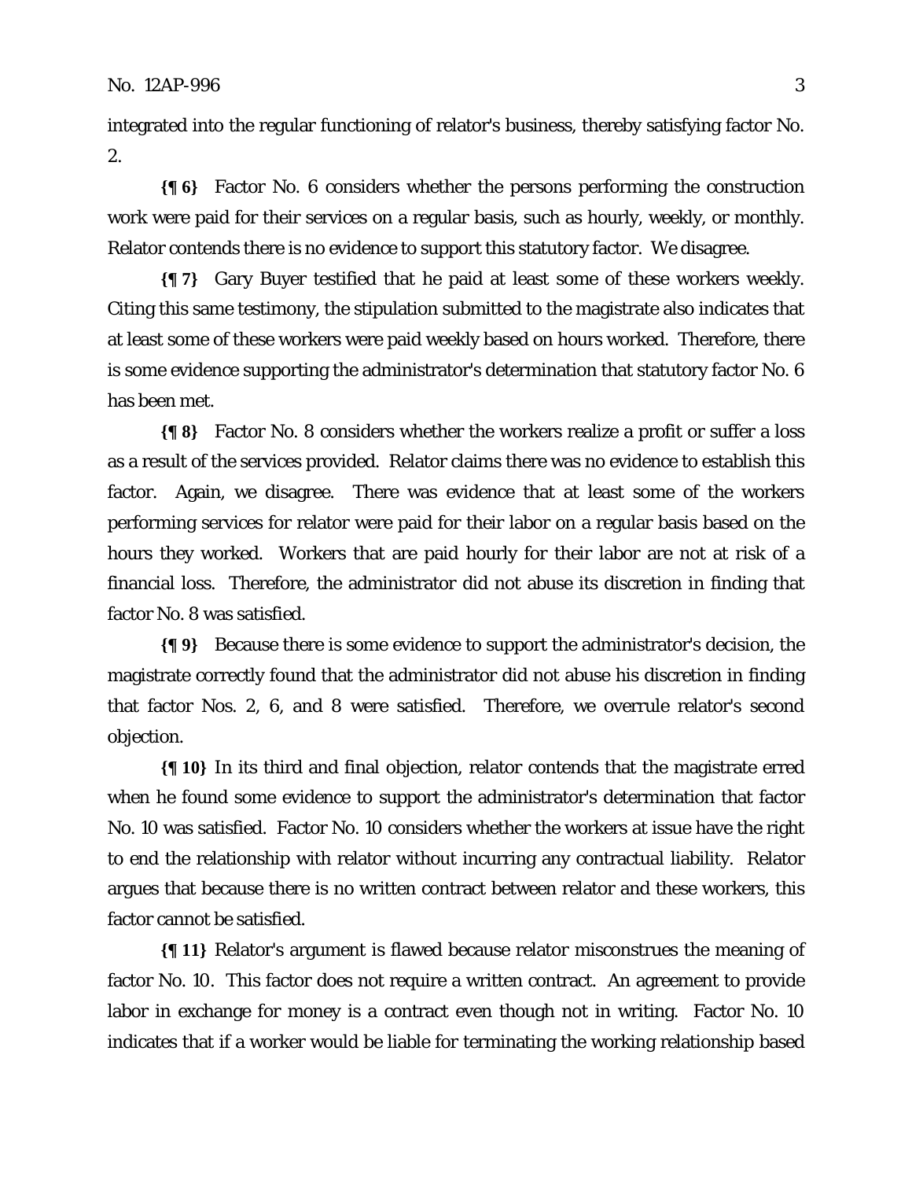integrated into the regular functioning of relator's business, thereby satisfying factor No. 2.

**{¶ 6}** Factor No. 6 considers whether the persons performing the construction work were paid for their services on a regular basis, such as hourly, weekly, or monthly. Relator contends there is no evidence to support this statutory factor. We disagree.

**{¶ 7}** Gary Buyer testified that he paid at least some of these workers weekly. Citing this same testimony, the stipulation submitted to the magistrate also indicates that at least some of these workers were paid weekly based on hours worked. Therefore, there is some evidence supporting the administrator's determination that statutory factor No. 6 has been met.

**{¶ 8}** Factor No. 8 considers whether the workers realize a profit or suffer a loss as a result of the services provided. Relator claims there was no evidence to establish this factor. Again, we disagree. There was evidence that at least some of the workers performing services for relator were paid for their labor on a regular basis based on the hours they worked. Workers that are paid hourly for their labor are not at risk of a financial loss. Therefore, the administrator did not abuse its discretion in finding that factor No. 8 was satisfied.

**{¶ 9}** Because there is some evidence to support the administrator's decision, the magistrate correctly found that the administrator did not abuse his discretion in finding that factor Nos. 2, 6, and 8 were satisfied. Therefore, we overrule relator's second objection.

**{¶ 10}** In its third and final objection, relator contends that the magistrate erred when he found some evidence to support the administrator's determination that factor No. 10 was satisfied. Factor No. 10 considers whether the workers at issue have the right to end the relationship with relator without incurring any contractual liability. Relator argues that because there is no written contract between relator and these workers, this factor cannot be satisfied.

**{¶ 11}** Relator's argument is flawed because relator misconstrues the meaning of factor No. 10. This factor does not require a written contract. An agreement to provide labor in exchange for money is a contract even though not in writing. Factor No. 10 indicates that if a worker would be liable for terminating the working relationship based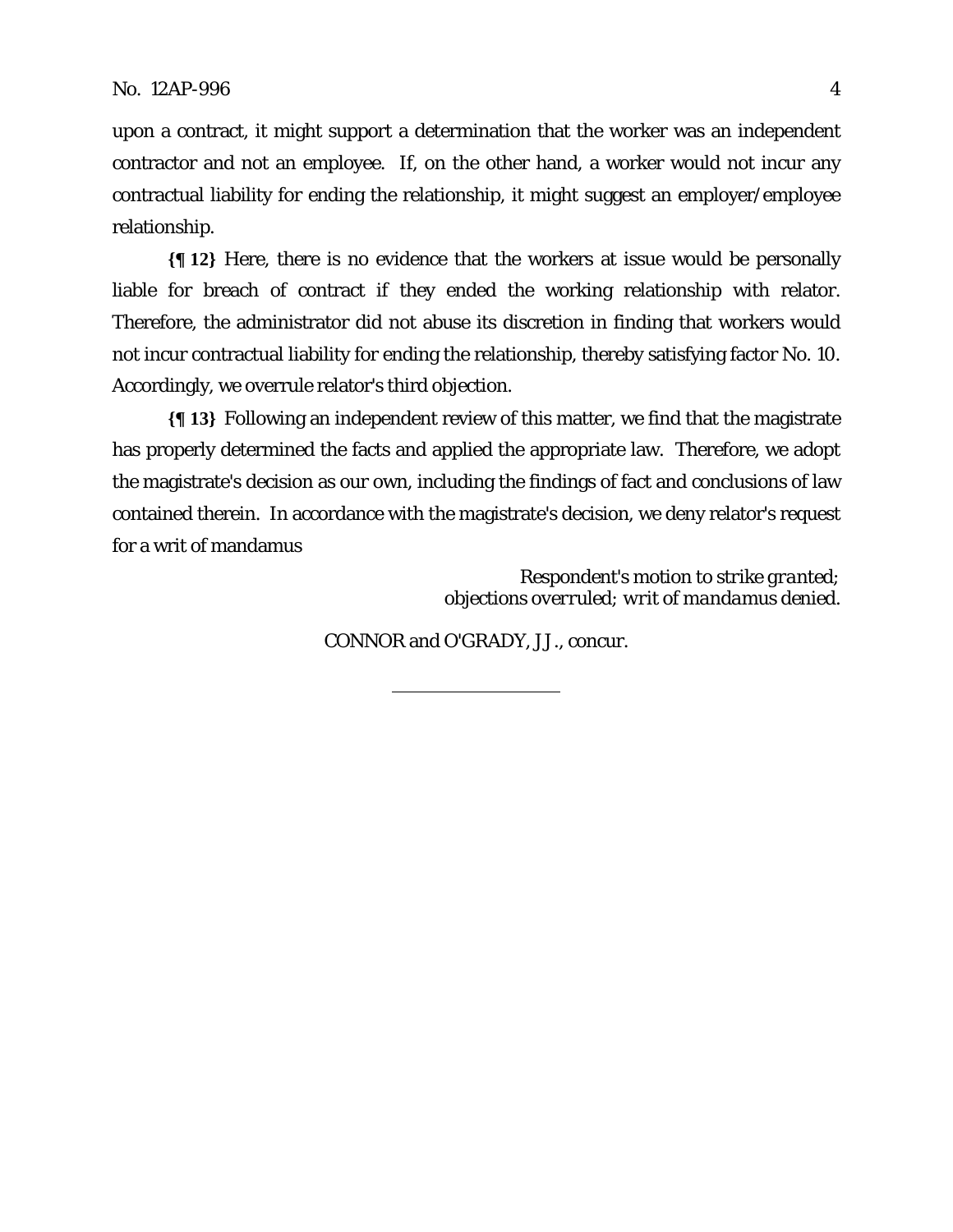upon a contract, it might support a determination that the worker was an independent contractor and not an employee. If, on the other hand, a worker would not incur any contractual liability for ending the relationship, it might suggest an employer/employee relationship.

**{¶ 12}** Here, there is no evidence that the workers at issue would be personally liable for breach of contract if they ended the working relationship with relator. Therefore, the administrator did not abuse its discretion in finding that workers would not incur contractual liability for ending the relationship, thereby satisfying factor No. 10. Accordingly, we overrule relator's third objection.

**{¶ 13}** Following an independent review of this matter, we find that the magistrate has properly determined the facts and applied the appropriate law. Therefore, we adopt the magistrate's decision as our own, including the findings of fact and conclusions of law contained therein. In accordance with the magistrate's decision, we deny relator's request for a writ of mandamus

*Respondent's motion to strike granted; objections overruled; writ of mandamus denied.*

CONNOR and O'GRADY, JJ., concur.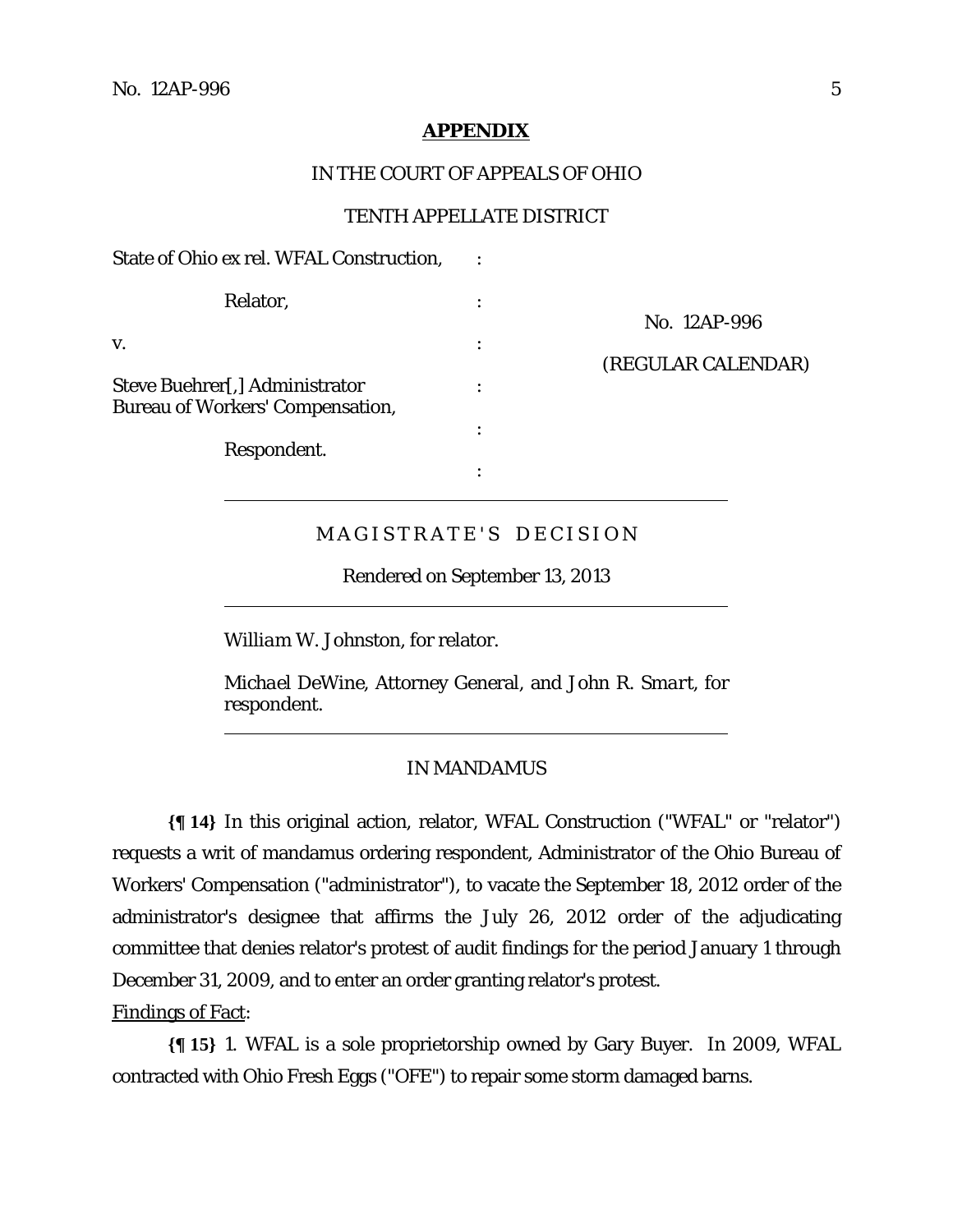## APPENDIX

IN THE COURT OF APPEALS OF OHIO

TENTH APPELLATE DISTRICT

| | | |
|---|---|---|
| State of Ohio ex rel. WFAL Construction, | : | |
| Relator, | : | No. 12AP-996 |
| v. | : | (REGULAR CALENDAR) |
| Steve Buehrer[,] Administrator Bureau of Workers' Compensation, | : | |
| | : | |
| Respondent. | : | |

MAGISTRATE'S DECISION

Rendered on September 13, 2013

*William W. Johnston*, for relator.

*Michael DeWine*, Attorney General, and *John R. Smart*, for respondent.

IN MANDAMUS

**{¶ 14}** In this original action, relator, WFAL Construction ("WFAL" or "relator") requests a writ of mandamus ordering respondent, Administrator of the Ohio Bureau of Workers' Compensation ("administrator"), to vacate the September 18, 2012 order of the administrator's designee that affirms the July 26, 2012 order of the adjudicating committee that denies relator's protest of audit findings for the period January 1 through December 31, 2009, and to enter an order granting relator's protest.

Findings of Fact:

**{¶ 15}** 1. WFAL is a sole proprietorship owned by Gary Buyer. In 2009, WFAL contracted with Ohio Fresh Eggs ("OFE") to repair some storm damaged barns.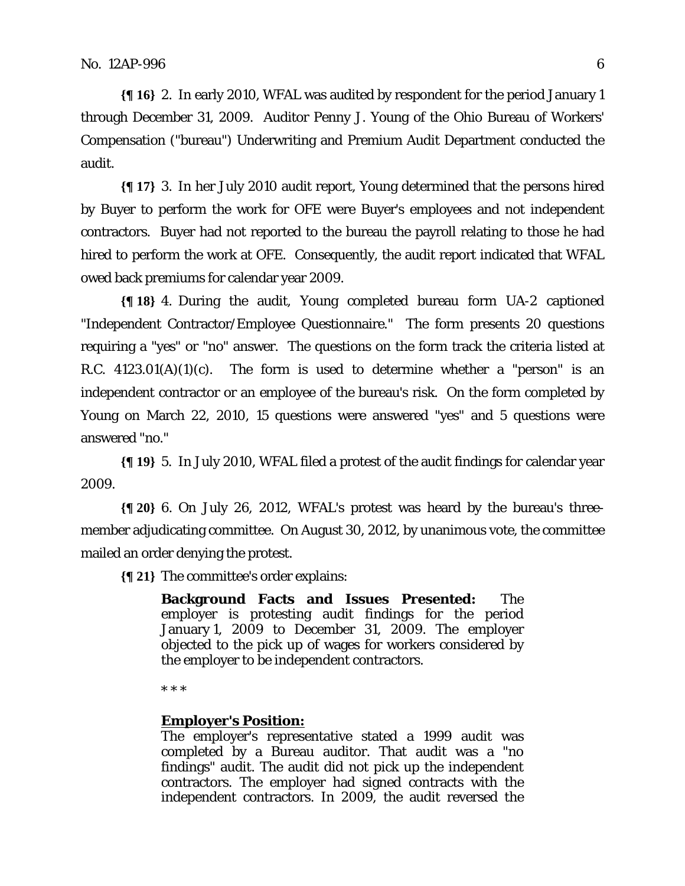**{¶ 16}** 2. In early 2010, WFAL was audited by respondent for the period January 1 through December 31, 2009. Auditor Penny J. Young of the Ohio Bureau of Workers' Compensation ("bureau") Underwriting and Premium Audit Department conducted the audit.

**{¶ 17}** 3. In her July 2010 audit report, Young determined that the persons hired by Buyer to perform the work for OFE were Buyer's employees and not independent contractors. Buyer had not reported to the bureau the payroll relating to those he had hired to perform the work at OFE. Consequently, the audit report indicated that WFAL owed back premiums for calendar year 2009.

**{¶ 18}** 4. During the audit, Young completed bureau form UA-2 captioned "Independent Contractor/Employee Questionnaire." The form presents 20 questions requiring a "yes" or "no" answer. The questions on the form track the criteria listed at R.C. 4123.01(A)(1)(c). The form is used to determine whether a "person" is an independent contractor or an employee of the bureau's risk. On the form completed by Young on March 22, 2010, 15 questions were answered "yes" and 5 questions were answered "no."

**{¶ 19}** 5. In July 2010, WFAL filed a protest of the audit findings for calendar year 2009.

**{¶ 20}** 6. On July 26, 2012, WFAL's protest was heard by the bureau's three-member adjudicating committee. On August 30, 2012, by unanimous vote, the committee mailed an order denying the protest.

**{¶ 21}** The committee's order explains:

> **Background Facts and Issues Presented:** The employer is protesting audit findings for the period January 1, 2009 to December 31, 2009. The employer objected to the pick up of wages for workers considered by the employer to be independent contractors.
>
> * * *
>
> **Employer's Position:**
> The employer's representative stated a 1999 audit was completed by a Bureau auditor. That audit was a "no findings" audit. The audit did not pick up the independent contractors. The employer had signed contracts with the independent contractors. In 2009, the audit reversed the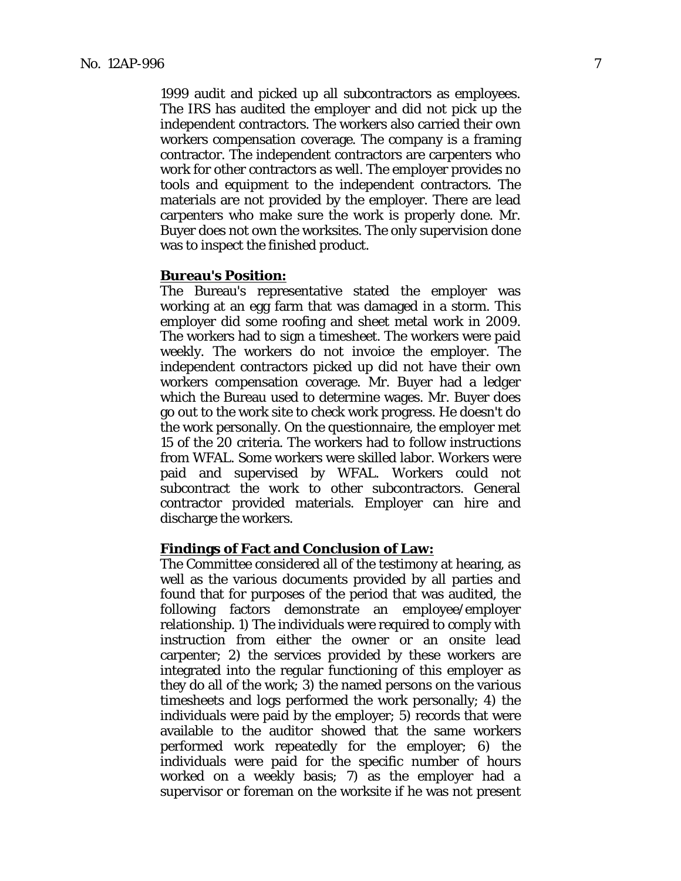1999 audit and picked up all subcontractors as employees. The IRS has audited the employer and did not pick up the independent contractors. The workers also carried their own workers compensation coverage. The company is a framing contractor. The independent contractors are carpenters who work for other contractors as well. The employer provides no tools and equipment to the independent contractors. The materials are not provided by the employer. There are lead carpenters who make sure the work is properly done. Mr. Buyer does not own the worksites. The only supervision done was to inspect the finished product.

**Bureau's Position:**

The Bureau's representative stated the employer was working at an egg farm that was damaged in a storm. This employer did some roofing and sheet metal work in 2009. The workers had to sign a timesheet. The workers were paid weekly. The workers do not invoice the employer. The independent contractors picked up did not have their own workers compensation coverage. Mr. Buyer had a ledger which the Bureau used to determine wages. Mr. Buyer does go out to the work site to check work progress. He doesn't do the work personally. On the questionnaire, the employer met 15 of the 20 criteria. The workers had to follow instructions from WFAL. Some workers were skilled labor. Workers were paid and supervised by WFAL. Workers could not subcontract the work to other subcontractors. General contractor provided materials. Employer can hire and discharge the workers.

**Findings of Fact and Conclusion of Law:**

The Committee considered all of the testimony at hearing, as well as the various documents provided by all parties and found that for purposes of the period that was audited, the following factors demonstrate an employee/employer relationship. 1) The individuals were required to comply with instruction from either the owner or an onsite lead carpenter; 2) the services provided by these workers are integrated into the regular functioning of this employer as they do all of the work; 3) the named persons on the various timesheets and logs performed the work personally; 4) the individuals were paid by the employer; 5) records that were available to the auditor showed that the same workers performed work repeatedly for the employer; 6) the individuals were paid for the specific number of hours worked on a weekly basis; 7) as the employer had a supervisor or foreman on the worksite if he was not present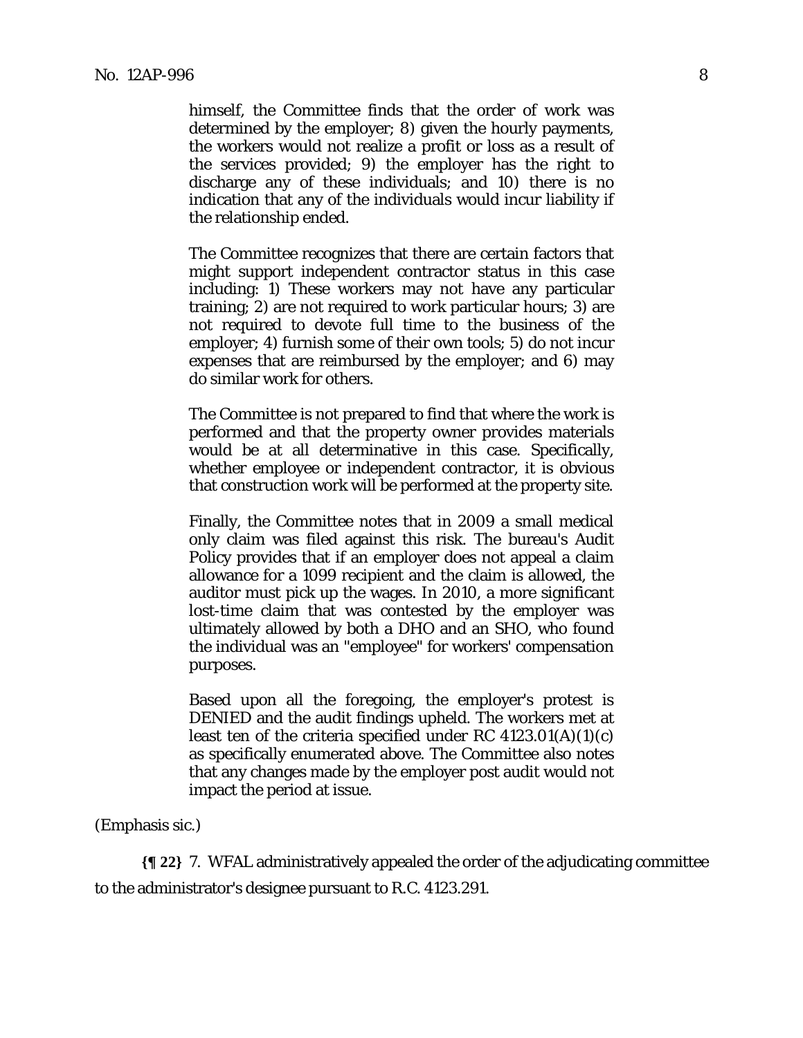> himself, the Committee finds that the order of work was determined by the employer; 8) given the hourly payments, the workers would not realize a profit or loss as a result of the services provided; 9) the employer has the right to discharge any of these individuals; and 10) there is no indication that any of the individuals would incur liability if the relationship ended.
>
> The Committee recognizes that there are certain factors that might support independent contractor status in this case including: 1) These workers may not have any particular training; 2) are not required to work particular hours; 3) are not required to devote full time to the business of the employer; 4) furnish some of their own tools; 5) do not incur expenses that are reimbursed by the employer; and 6) may do similar work for others.
>
> The Committee is not prepared to find that where the work is performed and that the property owner provides materials would be at all determinative in this case. Specifically, whether employee or independent contractor, it is obvious that construction work will be performed at the property site.
>
> Finally, the Committee notes that in 2009 a small medical only claim was filed against this risk. The bureau's Audit Policy provides that if an employer does not appeal a claim allowance for a 1099 recipient and the claim is allowed, the auditor must pick up the wages. In 2010, a more significant lost-time claim that was contested by the employer was ultimately allowed by both a DHO and an SHO, who found the individual was an "employee" for workers' compensation purposes.
>
> Based upon all the foregoing, the employer's protest is DENIED and the audit findings upheld. The workers met at least ten of the criteria specified under RC 4123.01(A)(1)(c) as specifically enumerated above. The Committee also notes that any changes made by the employer post audit would not impact the period at issue.

(Emphasis sic.)

**{¶ 22}** 7. WFAL administratively appealed the order of the adjudicating committee to the administrator's designee pursuant to R.C. 4123.291.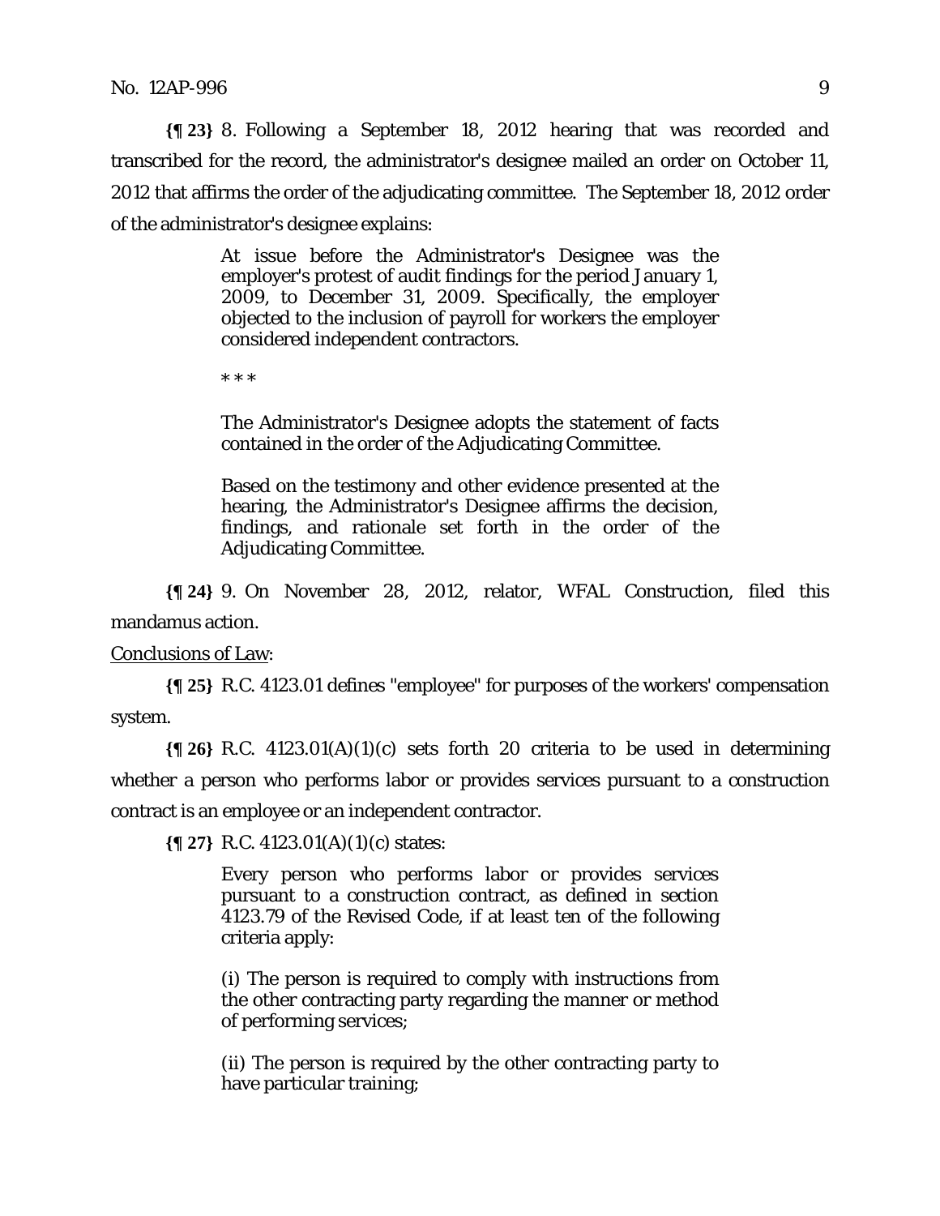**{¶ 23}** 8. Following a September 18, 2012 hearing that was recorded and transcribed for the record, the administrator's designee mailed an order on October 11, 2012 that affirms the order of the adjudicating committee. The September 18, 2012 order of the administrator's designee explains:

> At issue before the Administrator's Designee was the employer's protest of audit findings for the period January 1, 2009, to December 31, 2009. Specifically, the employer objected to the inclusion of payroll for workers the employer considered independent contractors.
>
> * * *
>
> The Administrator's Designee adopts the statement of facts contained in the order of the Adjudicating Committee.
>
> Based on the testimony and other evidence presented at the hearing, the Administrator's Designee affirms the decision, findings, and rationale set forth in the order of the Adjudicating Committee.

**{¶ 24}** 9. On November 28, 2012, relator, WFAL Construction, filed this mandamus action.

Conclusions of Law:

**{¶ 25}** R.C. 4123.01 defines "employee" for purposes of the workers' compensation system.

**{¶ 26}** R.C. 4123.01(A)(1)(c) sets forth 20 criteria to be used in determining whether a person who performs labor or provides services pursuant to a construction contract is an employee or an independent contractor.

**{¶ 27}** R.C. 4123.01(A)(1)(c) states:

> Every person who performs labor or provides services pursuant to a construction contract, as defined in section 4123.79 of the Revised Code, if at least ten of the following criteria apply:
>
> (i) The person is required to comply with instructions from the other contracting party regarding the manner or method of performing services;
>
> (ii) The person is required by the other contracting party to have particular training;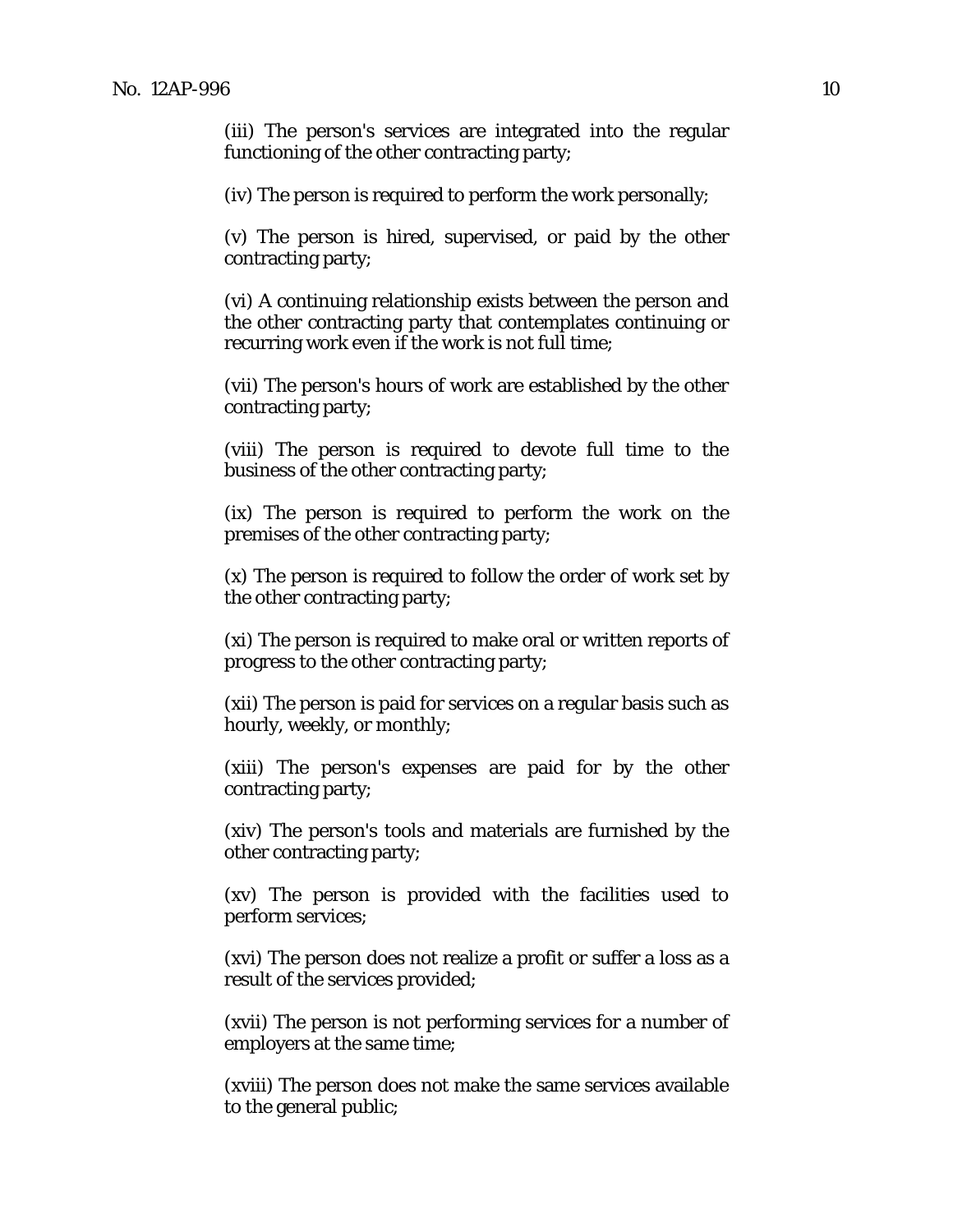(iii) The person's services are integrated into the regular functioning of the other contracting party;

(iv) The person is required to perform the work personally;

(v) The person is hired, supervised, or paid by the other contracting party;

(vi) A continuing relationship exists between the person and the other contracting party that contemplates continuing or recurring work even if the work is not full time;

(vii) The person's hours of work are established by the other contracting party;

(viii) The person is required to devote full time to the business of the other contracting party;

(ix) The person is required to perform the work on the premises of the other contracting party;

(x) The person is required to follow the order of work set by the other contracting party;

(xi) The person is required to make oral or written reports of progress to the other contracting party;

(xii) The person is paid for services on a regular basis such as hourly, weekly, or monthly;

(xiii) The person's expenses are paid for by the other contracting party;

(xiv) The person's tools and materials are furnished by the other contracting party;

(xv) The person is provided with the facilities used to perform services;

(xvi) The person does not realize a profit or suffer a loss as a result of the services provided;

(xvii) The person is not performing services for a number of employers at the same time;

(xviii) The person does not make the same services available to the general public;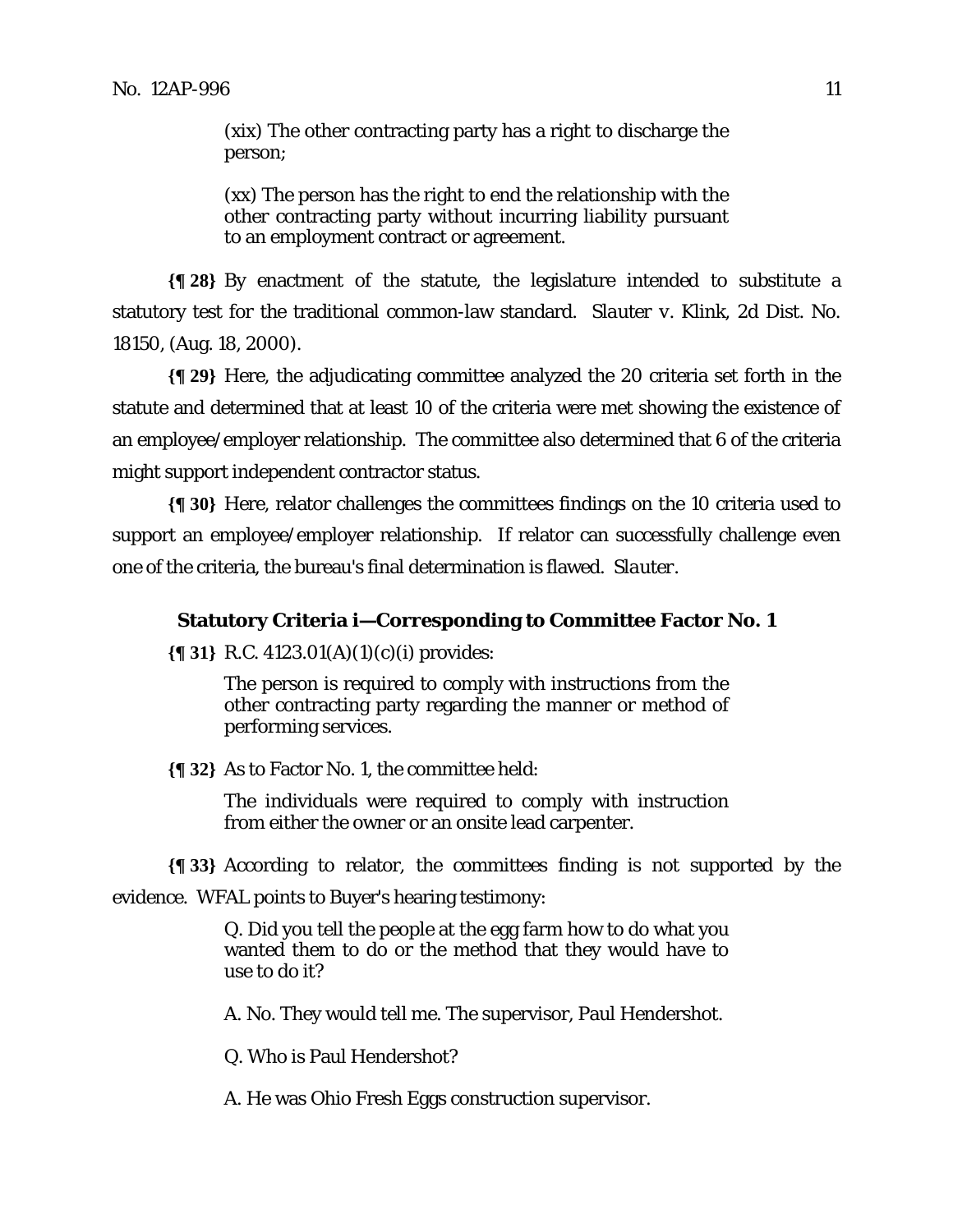> (xix) The other contracting party has a right to discharge the person;
>
> (xx) The person has the right to end the relationship with the other contracting party without incurring liability pursuant to an employment contract or agreement.

**{¶ 28}** By enactment of the statute, the legislature intended to substitute a statutory test for the traditional common-law standard. *Slauter v. Klink*, 2d Dist. No. 18150, (Aug. 18, 2000).

**{¶ 29}** Here, the adjudicating committee analyzed the 20 criteria set forth in the statute and determined that at least 10 of the criteria were met showing the existence of an employee/employer relationship. The committee also determined that 6 of the criteria might support independent contractor status.

**{¶ 30}** Here, relator challenges the committees findings on the 10 criteria used to support an employee/employer relationship. If relator can successfully challenge even one of the criteria, the bureau's final determination is flawed. *Slauter*.

### Statutory Criteria i—Corresponding to Committee Factor No. 1

**{¶ 31}** R.C. 4123.01(A)(1)(c)(i) provides:

> The person is required to comply with instructions from the other contracting party regarding the manner or method of performing services.

**{¶ 32}** As to Factor No. 1, the committee held:

> The individuals were required to comply with instruction from either the owner or an onsite lead carpenter.

**{¶ 33}** According to relator, the committees finding is not supported by the evidence. WFAL points to Buyer's hearing testimony:

> Q. Did you tell the people at the egg farm how to do what you wanted them to do or the method that they would have to use to do it?
>
> A. No. They would tell me. The supervisor, Paul Hendershot.
>
> Q. Who is Paul Hendershot?
>
> A. He was Ohio Fresh Eggs construction supervisor.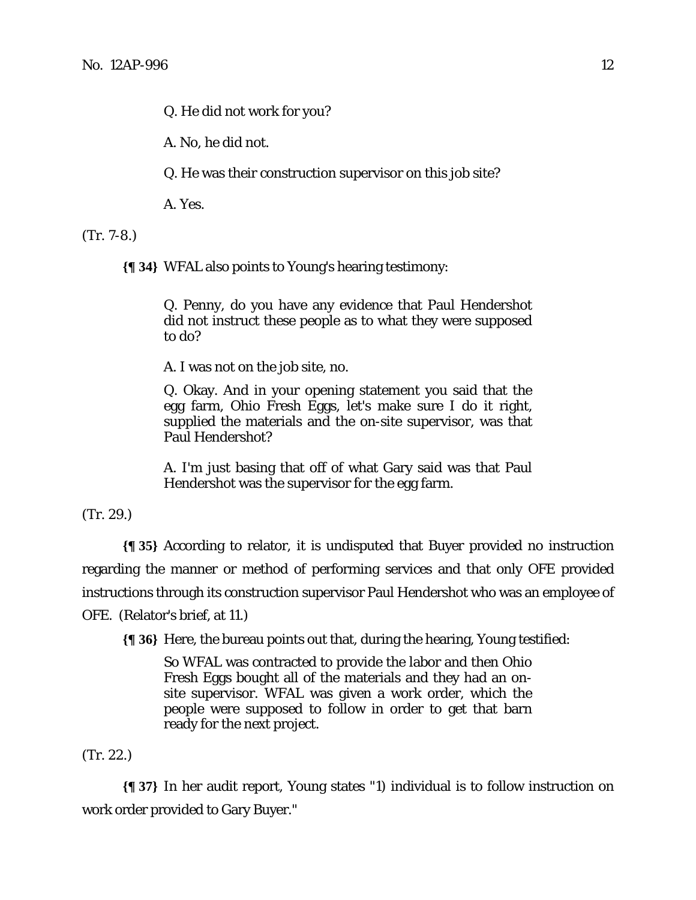> Q. He did not work for you?
>
> A. No, he did not.
>
> Q. He was their construction supervisor on this job site?
>
> A. Yes.

(Tr. 7-8.)

**{¶ 34}** WFAL also points to Young's hearing testimony:

> Q. Penny, do you have any evidence that Paul Hendershot did not instruct these people as to what they were supposed to do?
>
> A. I was not on the job site, no.
>
> Q. Okay. And in your opening statement you said that the egg farm, Ohio Fresh Eggs, let's make sure I do it right, supplied the materials and the on-site supervisor, was that Paul Hendershot?
>
> A. I'm just basing that off of what Gary said was that Paul Hendershot was the supervisor for the egg farm.

(Tr. 29.)

**{¶ 35}** According to relator, it is undisputed that Buyer provided no instruction regarding the manner or method of performing services and that only OFE provided instructions through its construction supervisor Paul Hendershot who was an employee of OFE. (Relator's brief, at 11.)

**{¶ 36}** Here, the bureau points out that, during the hearing, Young testified:

> So WFAL was contracted to provide the labor and then Ohio Fresh Eggs bought all of the materials and they had an on-site supervisor. WFAL was given a work order, which the people were supposed to follow in order to get that barn ready for the next project.

(Tr. 22.)

**{¶ 37}** In her audit report, Young states "1) individual is to follow instruction on work order provided to Gary Buyer."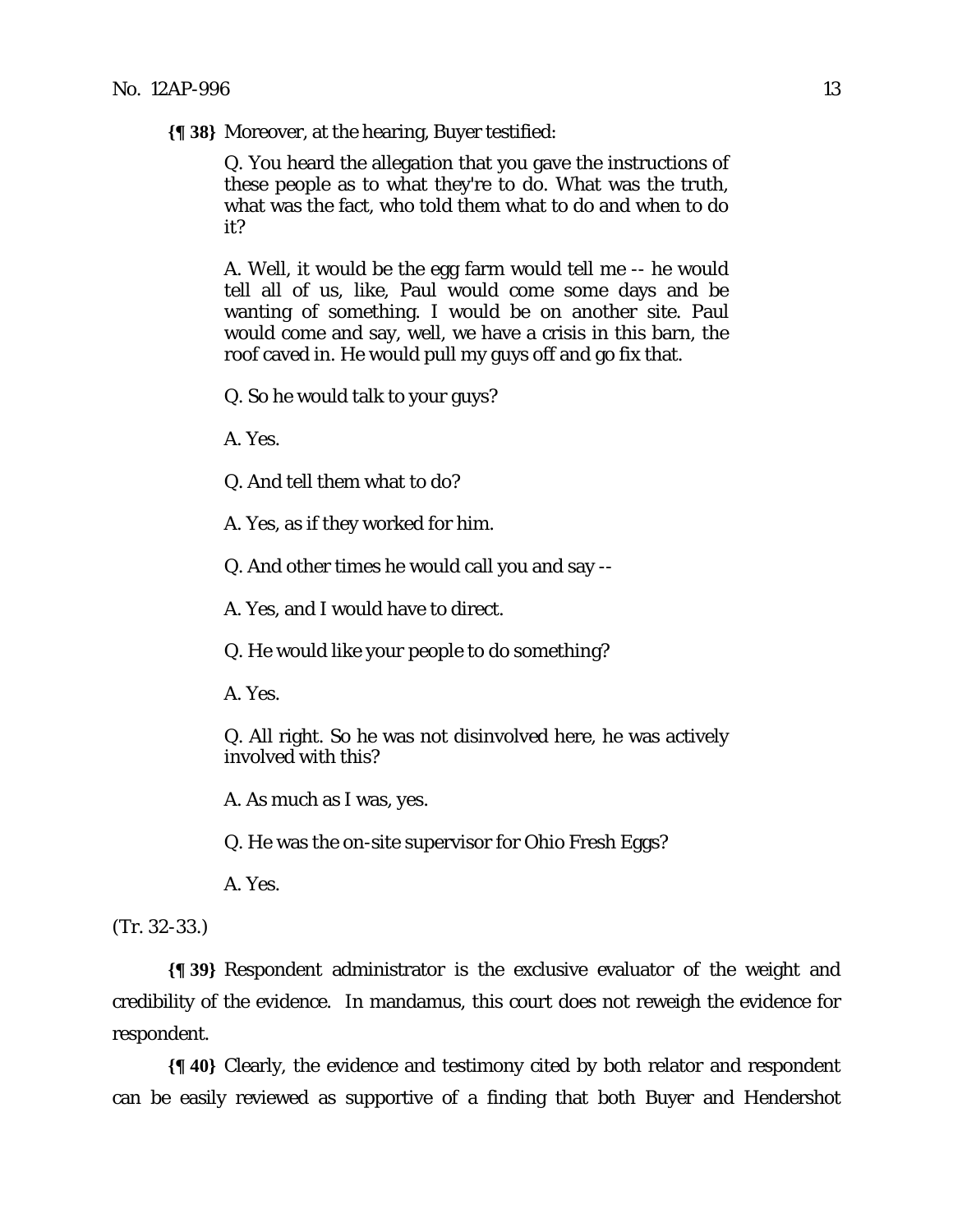**{¶ 38}** Moreover, at the hearing, Buyer testified:

> Q. You heard the allegation that you gave the instructions of these people as to what they're to do. What was the truth, what was the fact, who told them what to do and when to do it?
>
> A. Well, it would be the egg farm would tell me -- he would tell all of us, like, Paul would come some days and be wanting of something. I would be on another site. Paul would come and say, well, we have a crisis in this barn, the roof caved in. He would pull my guys off and go fix that.
>
> Q. So he would talk to your guys?
>
> A. Yes.
>
> Q. And tell them what to do?
>
> A. Yes, as if they worked for him.
>
> Q. And other times he would call you and say --
>
> A. Yes, and I would have to direct.
>
> Q. He would like your people to do something?
>
> A. Yes.
>
> Q. All right. So he was not disinvolved here, he was actively involved with this?
>
> A. As much as I was, yes.
>
> Q. He was the on-site supervisor for Ohio Fresh Eggs?
>
> A. Yes.

(Tr. 32-33.)

**{¶ 39}** Respondent administrator is the exclusive evaluator of the weight and credibility of the evidence. In mandamus, this court does not reweigh the evidence for respondent.

**{¶ 40}** Clearly, the evidence and testimony cited by both relator and respondent can be easily reviewed as supportive of a finding that both Buyer and Hendershot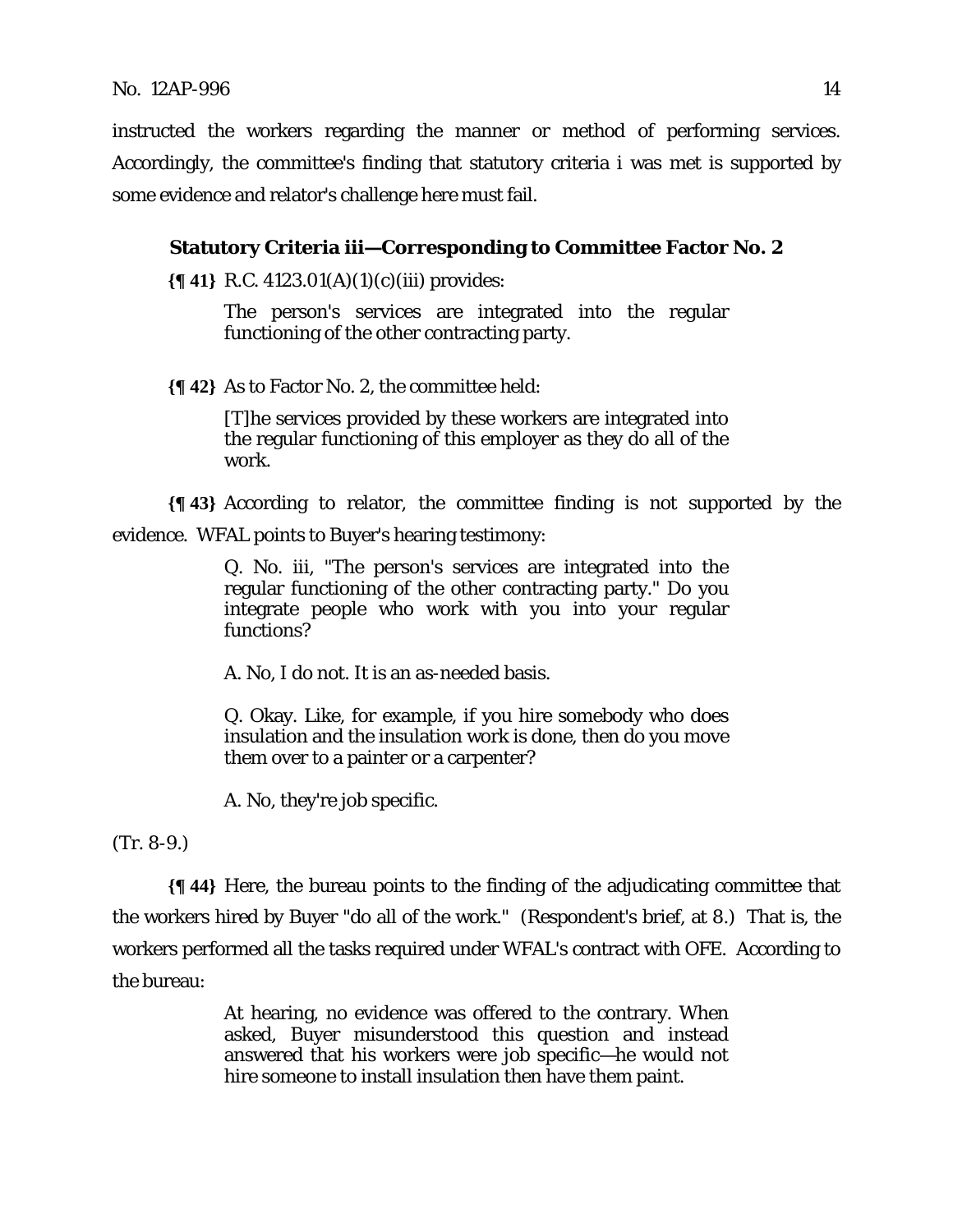instructed the workers regarding the manner or method of performing services. Accordingly, the committee's finding that statutory criteria i was met is supported by some evidence and relator's challenge here must fail.

### Statutory Criteria iii—Corresponding to Committee Factor No. 2

**{¶ 41}** R.C. 4123.01(A)(1)(c)(iii) provides:

> The person's services are integrated into the regular functioning of the other contracting party.

**{¶ 42}** As to Factor No. 2, the committee held:

> [T]he services provided by these workers are integrated into the regular functioning of this employer as they do all of the work.

**{¶ 43}** According to relator, the committee finding is not supported by the evidence. WFAL points to Buyer's hearing testimony:

> Q. No. iii, "The person's services are integrated into the regular functioning of the other contracting party." Do you integrate people who work with you into your regular functions?
>
> A. No, I do not. It is an as-needed basis.
>
> Q. Okay. Like, for example, if you hire somebody who does insulation and the insulation work is done, then do you move them over to a painter or a carpenter?
>
> A. No, they're job specific.

(Tr. 8-9.)

**{¶ 44}** Here, the bureau points to the finding of the adjudicating committee that the workers hired by Buyer "do all of the work." (Respondent's brief, at 8.) That is, the workers performed all the tasks required under WFAL's contract with OFE. According to the bureau:

> At hearing, no evidence was offered to the contrary. When asked, Buyer misunderstood this question and instead answered that his workers were job specific—he would not hire someone to install insulation then have them paint.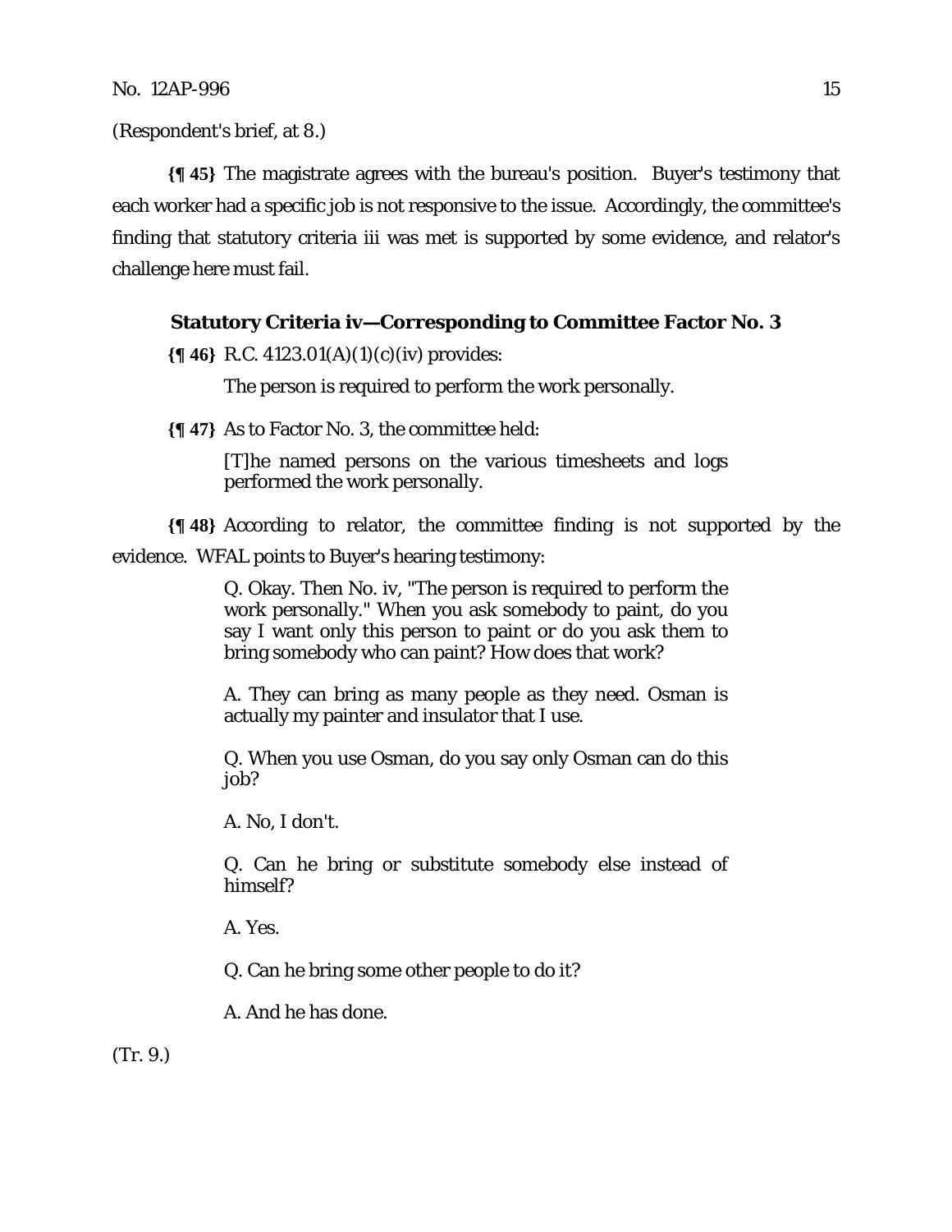(Respondent's brief, at 8.)

**{¶ 45}** The magistrate agrees with the bureau's position. Buyer's testimony that each worker had a specific job is not responsive to the issue. Accordingly, the committee's finding that statutory criteria iii was met is supported by some evidence, and relator's challenge here must fail.

### Statutory Criteria iv—Corresponding to Committee Factor No. 3

**{¶ 46}** R.C. 4123.01(A)(1)(c)(iv) provides:

> The person is required to perform the work personally.

**{¶ 47}** As to Factor No. 3, the committee held:

> [T]he named persons on the various timesheets and logs performed the work personally.

**{¶ 48}** According to relator, the committee finding is not supported by the evidence. WFAL points to Buyer's hearing testimony:

> Q. Okay. Then No. iv, "The person is required to perform the work personally." When you ask somebody to paint, do you say I want only this person to paint or do you ask them to bring somebody who can paint? How does that work?
>
> A. They can bring as many people as they need. Osman is actually my painter and insulator that I use.
>
> Q. When you use Osman, do you say only Osman can do this job?
>
> A. No, I don't.
>
> Q. Can he bring or substitute somebody else instead of himself?
>
> A. Yes.
>
> Q. Can he bring some other people to do it?
>
> A. And he has done.

(Tr. 9.)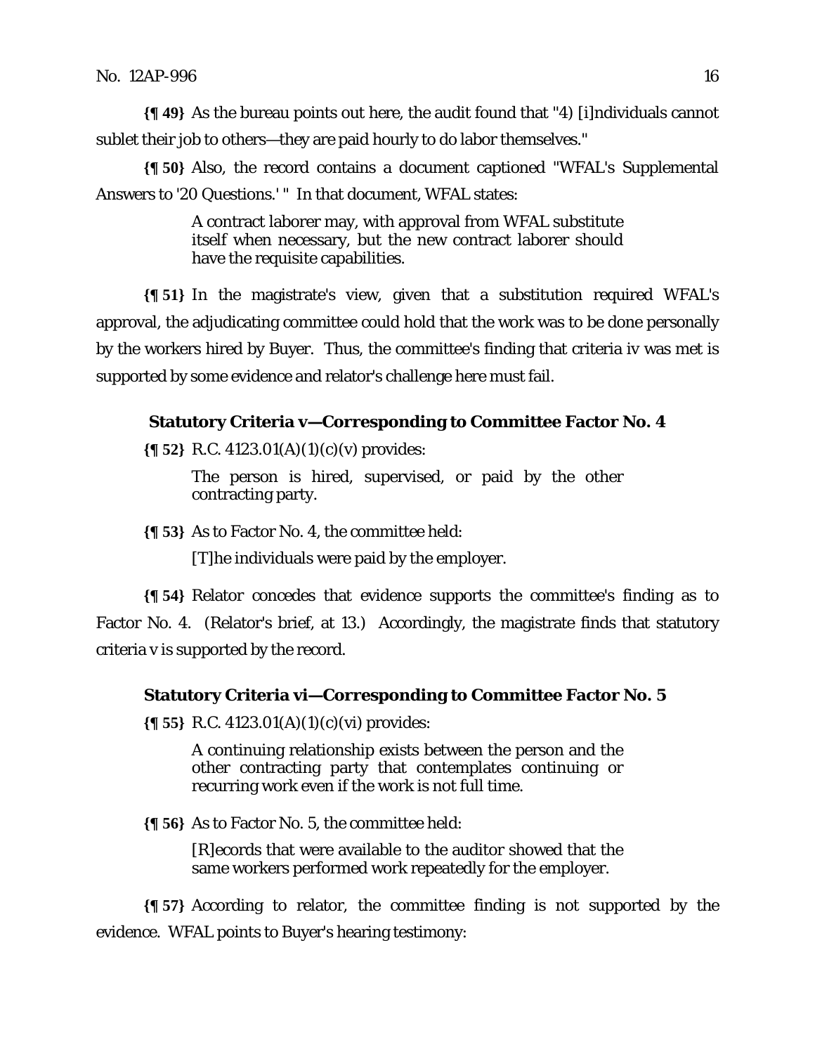**{¶ 49}** As the bureau points out here, the audit found that "4) [i]ndividuals cannot sublet their job to others—they are paid hourly to do labor themselves."

**{¶ 50}** Also, the record contains a document captioned "WFAL's Supplemental Answers to '20 Questions.' " In that document, WFAL states:

> A contract laborer may, with approval from WFAL substitute itself when necessary, but the new contract laborer should have the requisite capabilities.

**{¶ 51}** In the magistrate's view, given that a substitution required WFAL's approval, the adjudicating committee could hold that the work was to be done personally by the workers hired by Buyer. Thus, the committee's finding that criteria iv was met is supported by some evidence and relator's challenge here must fail.

### Statutory Criteria v—Corresponding to Committee Factor No. 4

**{¶ 52}** R.C. 4123.01(A)(1)(c)(v) provides:

> The person is hired, supervised, or paid by the other contracting party.

**{¶ 53}** As to Factor No. 4, the committee held:

> [T]he individuals were paid by the employer.

**{¶ 54}** Relator concedes that evidence supports the committee's finding as to Factor No. 4. (Relator's brief, at 13.) Accordingly, the magistrate finds that statutory criteria v is supported by the record.

### Statutory Criteria vi—Corresponding to Committee Factor No. 5

**{¶ 55}** R.C. 4123.01(A)(1)(c)(vi) provides:

> A continuing relationship exists between the person and the other contracting party that contemplates continuing or recurring work even if the work is not full time.

**{¶ 56}** As to Factor No. 5, the committee held:

> [R]ecords that were available to the auditor showed that the same workers performed work repeatedly for the employer.

**{¶ 57}** According to relator, the committee finding is not supported by the evidence. WFAL points to Buyer's hearing testimony: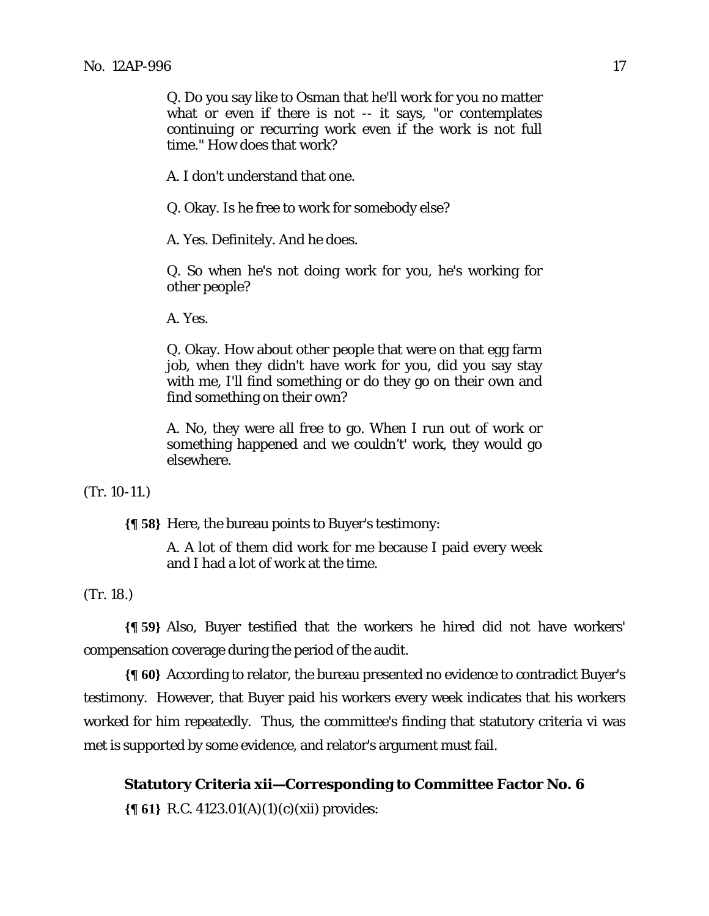> Q. Do you say like to Osman that he'll work for you no matter what or even if there is not -- it says, "or contemplates continuing or recurring work even if the work is not full time." How does that work?
>
> A. I don't understand that one.
>
> Q. Okay. Is he free to work for somebody else?
>
> A. Yes. Definitely. And he does.
>
> Q. So when he's not doing work for you, he's working for other people?
>
> A. Yes.
>
> Q. Okay. How about other people that were on that egg farm job, when they didn't have work for you, did you say stay with me, I'll find something or do they go on their own and find something on their own?
>
> A. No, they were all free to go. When I run out of work or something happened and we couldn't' work, they would go elsewhere.

(Tr. 10-11.)

**{¶ 58}** Here, the bureau points to Buyer's testimony:

> A. A lot of them did work for me because I paid every week and I had a lot of work at the time.

(Tr. 18.)

**{¶ 59}** Also, Buyer testified that the workers he hired did not have workers' compensation coverage during the period of the audit.

**{¶ 60}** According to relator, the bureau presented no evidence to contradict Buyer's testimony. However, that Buyer paid his workers every week indicates that his workers worked for him repeatedly. Thus, the committee's finding that statutory criteria vi was met is supported by some evidence, and relator's argument must fail.

### Statutory Criteria xii—Corresponding to Committee Factor No. 6

**{¶ 61}** R.C. 4123.01(A)(1)(c)(xii) provides: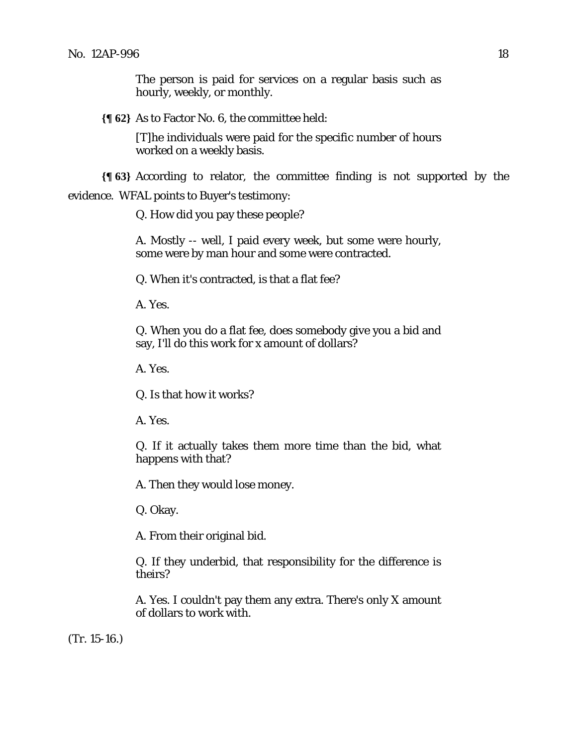> The person is paid for services on a regular basis such as hourly, weekly, or monthly.

**{¶ 62}** As to Factor No. 6, the committee held:

> [T]he individuals were paid for the specific number of hours worked on a weekly basis.

**{¶ 63}** According to relator, the committee finding is not supported by the evidence. WFAL points to Buyer's testimony:

> Q. How did you pay these people?
>
> A. Mostly -- well, I paid every week, but some were hourly, some were by man hour and some were contracted.
>
> Q. When it's contracted, is that a flat fee?
>
> A. Yes.
>
> Q. When you do a flat fee, does somebody give you a bid and say, I'll do this work for x amount of dollars?
>
> A. Yes.
>
> Q. Is that how it works?
>
> A. Yes.
>
> Q. If it actually takes them more time than the bid, what happens with that?
>
> A. Then they would lose money.
>
> Q. Okay.
>
> A. From their original bid.
>
> Q. If they underbid, that responsibility for the difference is theirs?
>
> A. Yes. I couldn't pay them any extra. There's only X amount of dollars to work with.

(Tr. 15-16.)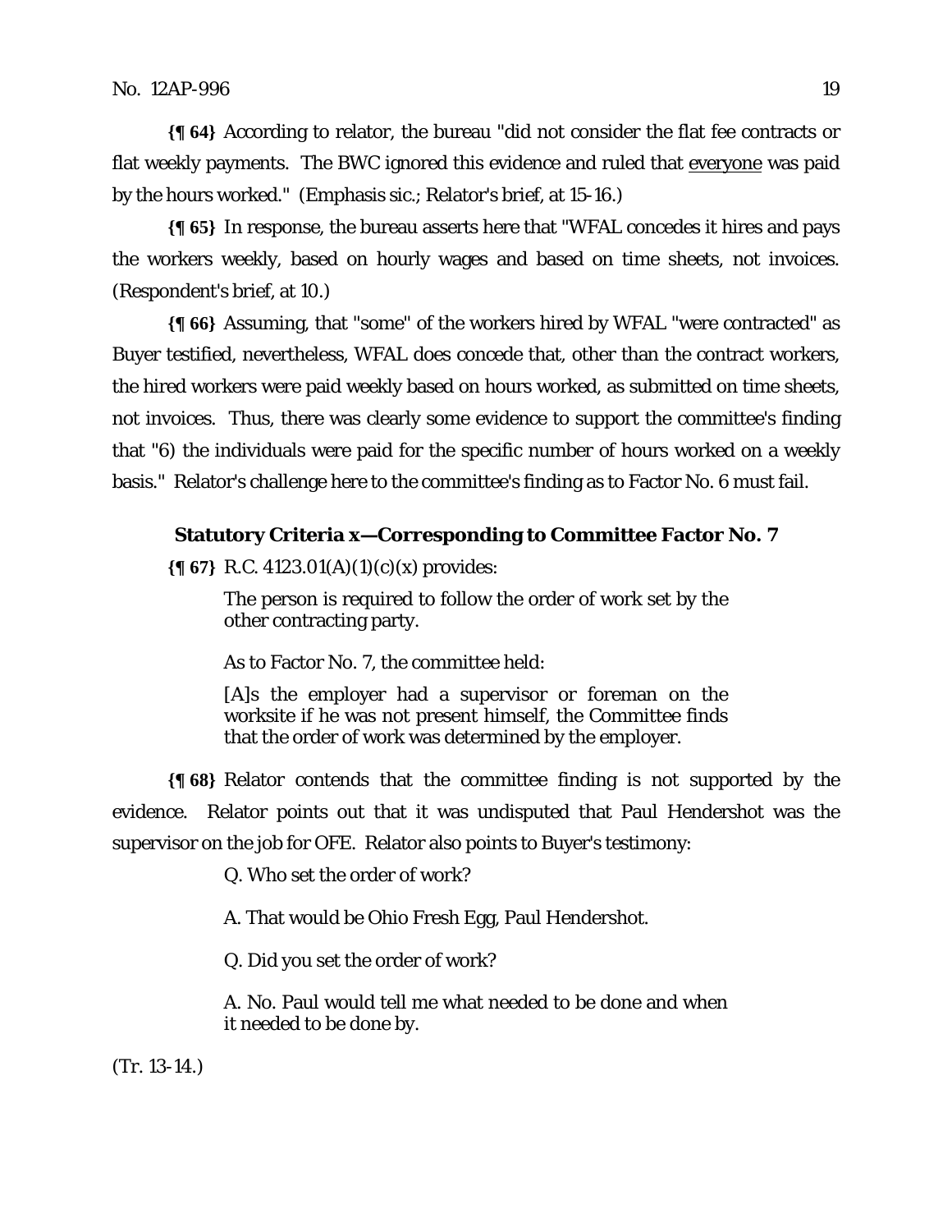**{¶ 64}** According to relator, the bureau "did not consider the flat fee contracts or flat weekly payments. The BWC ignored this evidence and ruled that everyone was paid by the hours worked." (Emphasis sic.; Relator's brief, at 15-16.)

**{¶ 65}** In response, the bureau asserts here that "WFAL concedes it hires and pays the workers weekly, based on hourly wages and based on time sheets, not invoices. (Respondent's brief, at 10.)

**{¶ 66}** Assuming, that "some" of the workers hired by WFAL "were contracted" as Buyer testified, nevertheless, WFAL does concede that, other than the contract workers, the hired workers were paid weekly based on hours worked, as submitted on time sheets, not invoices. Thus, there was clearly some evidence to support the committee's finding that "6) the individuals were paid for the specific number of hours worked on a weekly basis." Relator's challenge here to the committee's finding as to Factor No. 6 must fail.

### Statutory Criteria x—Corresponding to Committee Factor No. 7

**{¶ 67}** R.C. 4123.01(A)(1)(c)(x) provides:

> The person is required to follow the order of work set by the other contracting party.

As to Factor No. 7, the committee held:

> [A]s the employer had a supervisor or foreman on the worksite if he was not present himself, the Committee finds that the order of work was determined by the employer.

**{¶ 68}** Relator contends that the committee finding is not supported by the evidence. Relator points out that it was undisputed that Paul Hendershot was the supervisor on the job for OFE. Relator also points to Buyer's testimony:

> Q. Who set the order of work?
>
> A. That would be Ohio Fresh Egg, Paul Hendershot.
>
> Q. Did you set the order of work?
>
> A. No. Paul would tell me what needed to be done and when it needed to be done by.

(Tr. 13-14.)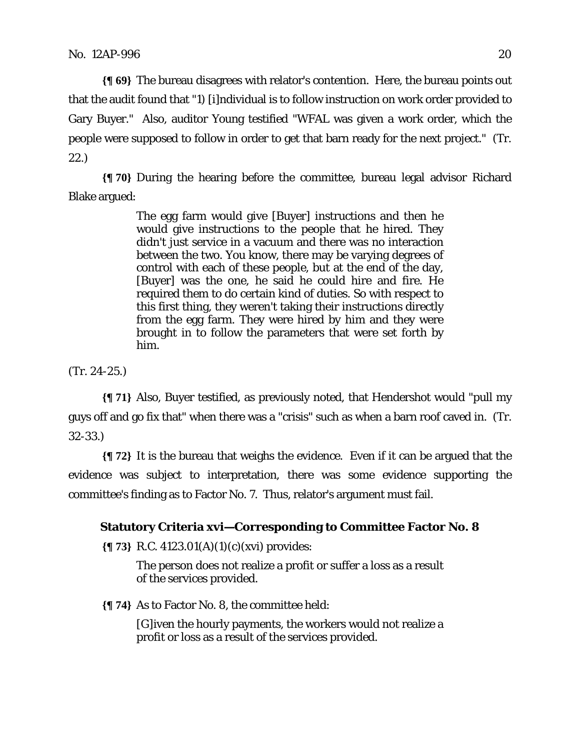**{¶ 69}** The bureau disagrees with relator's contention. Here, the bureau points out that the audit found that "1) [i]ndividual is to follow instruction on work order provided to Gary Buyer." Also, auditor Young testified "WFAL was given a work order, which the people were supposed to follow in order to get that barn ready for the next project." (Tr. 22.)

**{¶ 70}** During the hearing before the committee, bureau legal advisor Richard Blake argued:

> The egg farm would give [Buyer] instructions and then he would give instructions to the people that he hired. They didn't just service in a vacuum and there was no interaction between the two. You know, there may be varying degrees of control with each of these people, but at the end of the day, [Buyer] was the one, he said he could hire and fire. He required them to do certain kind of duties. So with respect to this first thing, they weren't taking their instructions directly from the egg farm. They were hired by him and they were brought in to follow the parameters that were set forth by him.

(Tr. 24-25.)

**{¶ 71}** Also, Buyer testified, as previously noted, that Hendershot would "pull my guys off and go fix that" when there was a "crisis" such as when a barn roof caved in. (Tr. 32-33.)

**{¶ 72}** It is the bureau that weighs the evidence. Even if it can be argued that the evidence was subject to interpretation, there was some evidence supporting the committee's finding as to Factor No. 7. Thus, relator's argument must fail.

### Statutory Criteria xvi—Corresponding to Committee Factor No. 8

**{¶ 73}** R.C. 4123.01(A)(1)(c)(xvi) provides:

> The person does not realize a profit or suffer a loss as a result of the services provided.

**{¶ 74}** As to Factor No. 8, the committee held:

> [G]iven the hourly payments, the workers would not realize a profit or loss as a result of the services provided.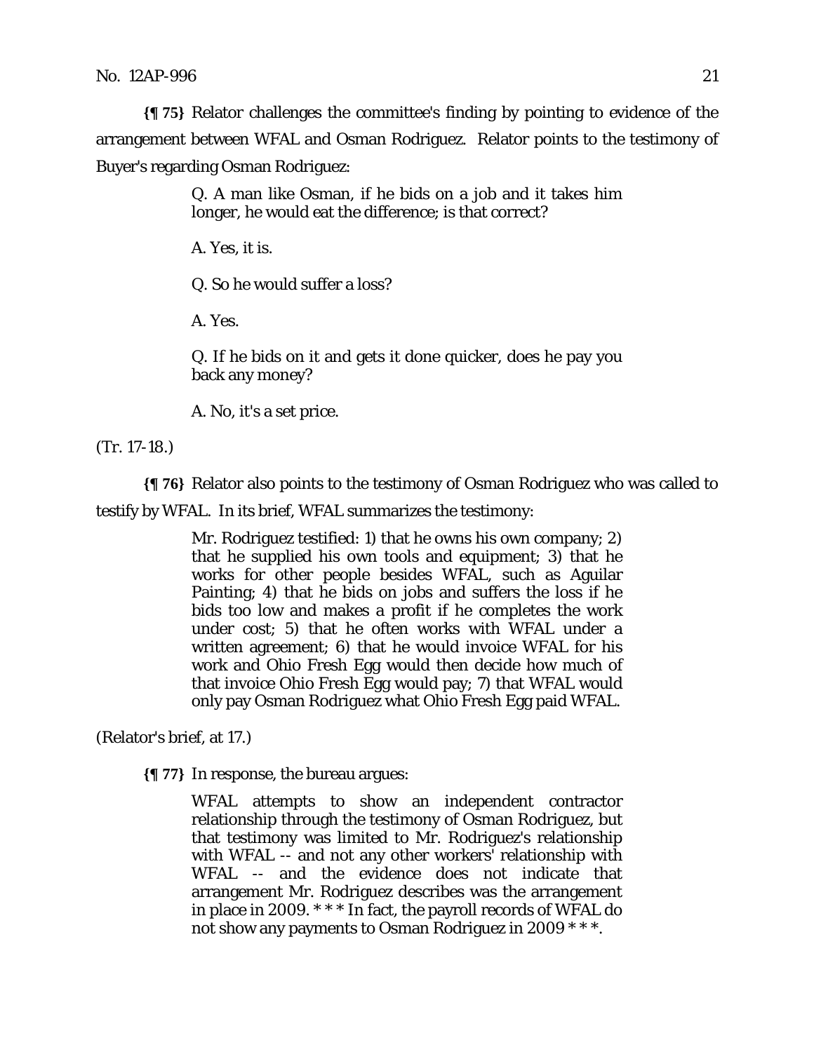**{¶ 75}** Relator challenges the committee's finding by pointing to evidence of the arrangement between WFAL and Osman Rodriguez. Relator points to the testimony of Buyer's regarding Osman Rodriguez:

> Q. A man like Osman, if he bids on a job and it takes him longer, he would eat the difference; is that correct?
>
> A. Yes, it is.
>
> Q. So he would suffer a loss?
>
> A. Yes.
>
> Q. If he bids on it and gets it done quicker, does he pay you back any money?
>
> A. No, it's a set price.

(Tr. 17-18.)

**{¶ 76}** Relator also points to the testimony of Osman Rodriguez who was called to testify by WFAL. In its brief, WFAL summarizes the testimony:

> Mr. Rodriguez testified: 1) that he owns his own company; 2) that he supplied his own tools and equipment; 3) that he works for other people besides WFAL, such as Aguilar Painting; 4) that he bids on jobs and suffers the loss if he bids too low and makes a profit if he completes the work under cost; 5) that he often works with WFAL under a written agreement; 6) that he would invoice WFAL for his work and Ohio Fresh Egg would then decide how much of that invoice Ohio Fresh Egg would pay; 7) that WFAL would only pay Osman Rodriguez what Ohio Fresh Egg paid WFAL.

(Relator's brief, at 17.)

**{¶ 77}** In response, the bureau argues:

> WFAL attempts to show an independent contractor relationship through the testimony of Osman Rodriguez, but that testimony was limited to Mr. Rodriguez's relationship with WFAL -- and not any other workers' relationship with WFAL -- and the evidence does not indicate that arrangement Mr. Rodriguez describes was the arrangement in place in 2009. * * * In fact, the payroll records of WFAL do not show any payments to Osman Rodriguez in 2009 * * *.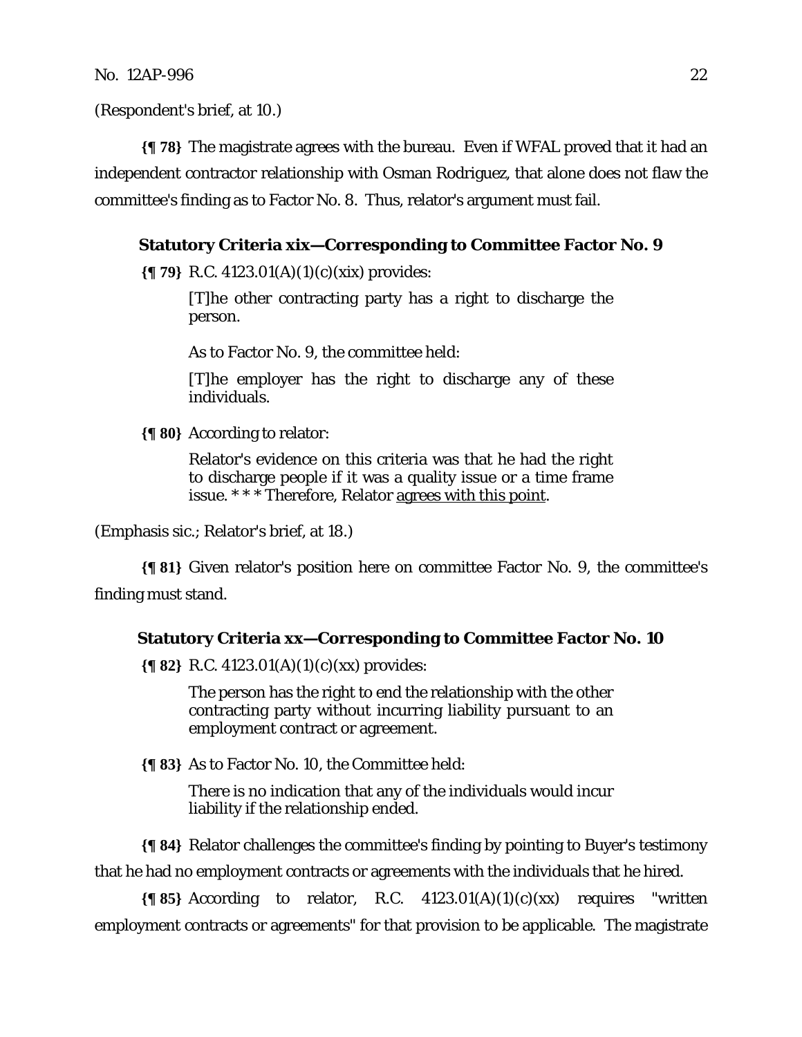(Respondent's brief, at 10.)

**{¶ 78}** The magistrate agrees with the bureau. Even if WFAL proved that it had an independent contractor relationship with Osman Rodriguez, that alone does not flaw the committee's finding as to Factor No. 8. Thus, relator's argument must fail.

### Statutory Criteria xix—Corresponding to Committee Factor No. 9

**{¶ 79}** R.C. 4123.01(A)(1)(c)(xix) provides:

> [T]he other contracting party has a right to discharge the person.
>
> As to Factor No. 9, the committee held:
>
> [T]he employer has the right to discharge any of these individuals.

**{¶ 80}** According to relator:

> Relator's evidence on this criteria was that he had the right to discharge people if it was a quality issue or a time frame issue. * * * Therefore, Relator <u>agrees with this point</u>.

(Emphasis sic.; Relator's brief, at 18.)

**{¶ 81}** Given relator's position here on committee Factor No. 9, the committee's finding must stand.

### Statutory Criteria xx—Corresponding to Committee Factor No. 10

**{¶ 82}** R.C. 4123.01(A)(1)(c)(xx) provides:

> The person has the right to end the relationship with the other contracting party without incurring liability pursuant to an employment contract or agreement.

**{¶ 83}** As to Factor No. 10, the Committee held:

> There is no indication that any of the individuals would incur liability if the relationship ended.

**{¶ 84}** Relator challenges the committee's finding by pointing to Buyer's testimony that he had no employment contracts or agreements with the individuals that he hired.

**{¶ 85}** According to relator, R.C. 4123.01(A)(1)(c)(xx) requires "written employment contracts or agreements" for that provision to be applicable. The magistrate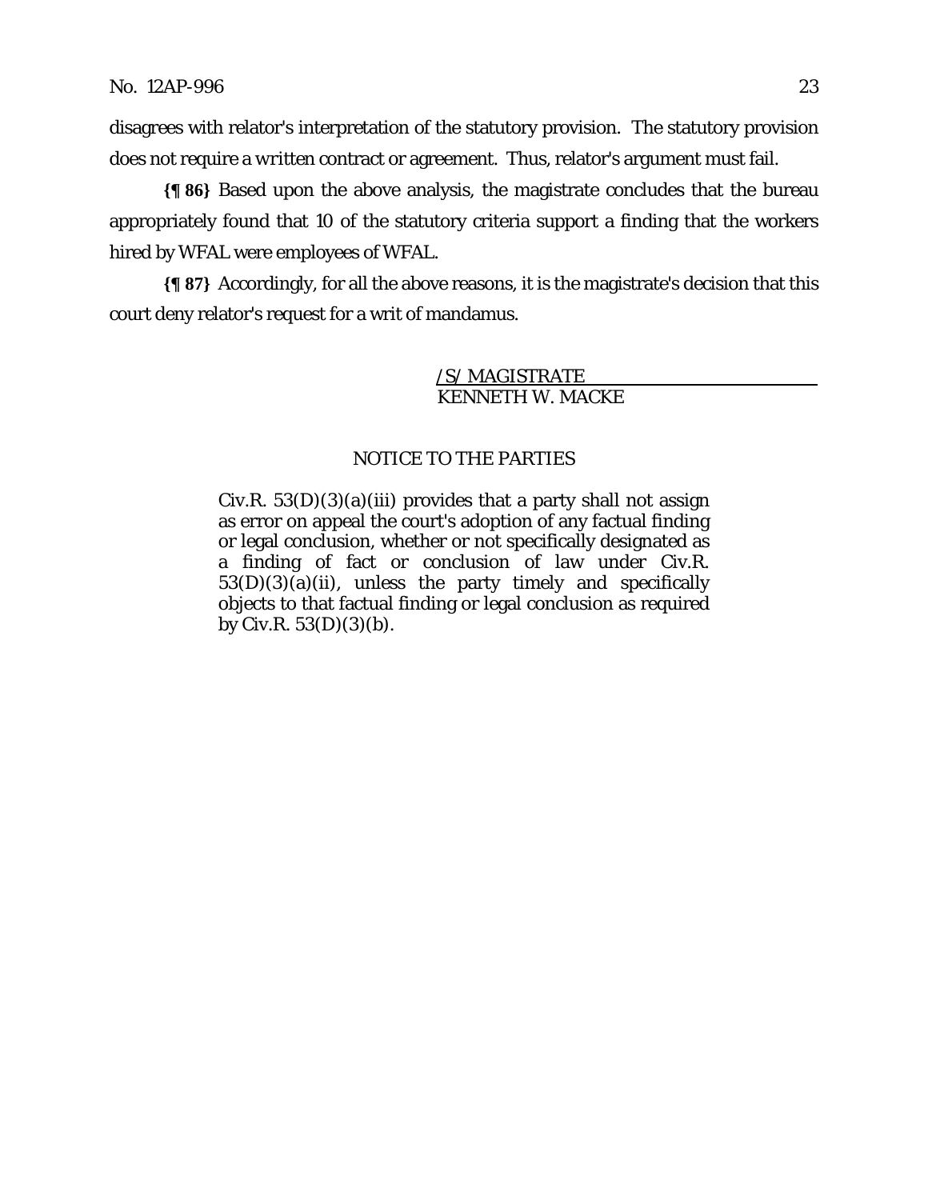disagrees with relator's interpretation of the statutory provision. The statutory provision does not require a written contract or agreement. Thus, relator's argument must fail.

**{¶ 86}** Based upon the above analysis, the magistrate concludes that the bureau appropriately found that 10 of the statutory criteria support a finding that the workers hired by WFAL were employees of WFAL.

**{¶ 87}** Accordingly, for all the above reasons, it is the magistrate's decision that this court deny relator's request for a writ of mandamus.

/S/ MAGISTRATE
KENNETH W. MACKE

NOTICE TO THE PARTIES

Civ.R. 53(D)(3)(a)(iii) provides that a party shall not assign as error on appeal the court's adoption of any factual finding or legal conclusion, whether or not specifically designated as a finding of fact or conclusion of law under Civ.R. 53(D)(3)(a)(ii), unless the party timely and specifically objects to that factual finding or legal conclusion as required by Civ.R. 53(D)(3)(b).